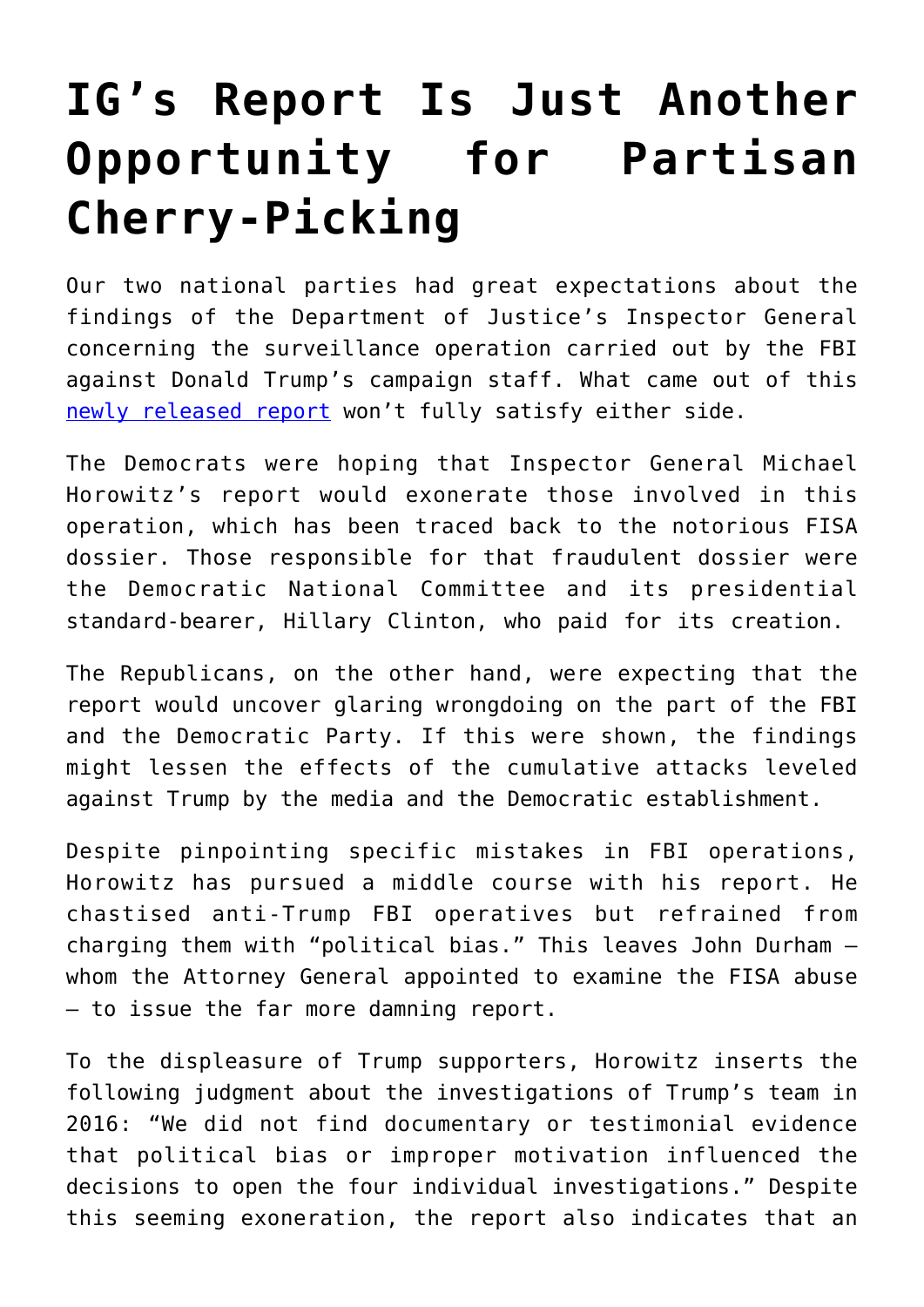# IG's Report Is Just Another Opportunity for Partisan Cherry-Picking

Our two national parties had great expectations about the findings of the Department of Justice's Inspector General concerning the surveillance operation carried out by the FBI against Donald Trump's campaign staff. What came out of this [newly released report](#) won't fully satisfy either side.

The Democrats were hoping that Inspector General Michael Horowitz's report would exonerate those involved in this operation, which has been traced back to the notorious FISA dossier. Those responsible for that fraudulent dossier were the Democratic National Committee and its presidential standard-bearer, Hillary Clinton, who paid for its creation.

The Republicans, on the other hand, were expecting that the report would uncover glaring wrongdoing on the part of the FBI and the Democratic Party. If this were shown, the findings might lessen the effects of the cumulative attacks leveled against Trump by the media and the Democratic establishment.

Despite pinpointing specific mistakes in FBI operations, Horowitz has pursued a middle course with his report. He chastised anti-Trump FBI operatives but refrained from charging them with "political bias." This leaves John Durham – whom the Attorney General appointed to examine the FISA abuse – to issue the far more damning report.

To the displeasure of Trump supporters, Horowitz inserts the following judgment about the investigations of Trump's team in 2016: "We did not find documentary or testimonial evidence that political bias or improper motivation influenced the decisions to open the four individual investigations." Despite this seeming exoneration, the report also indicates that an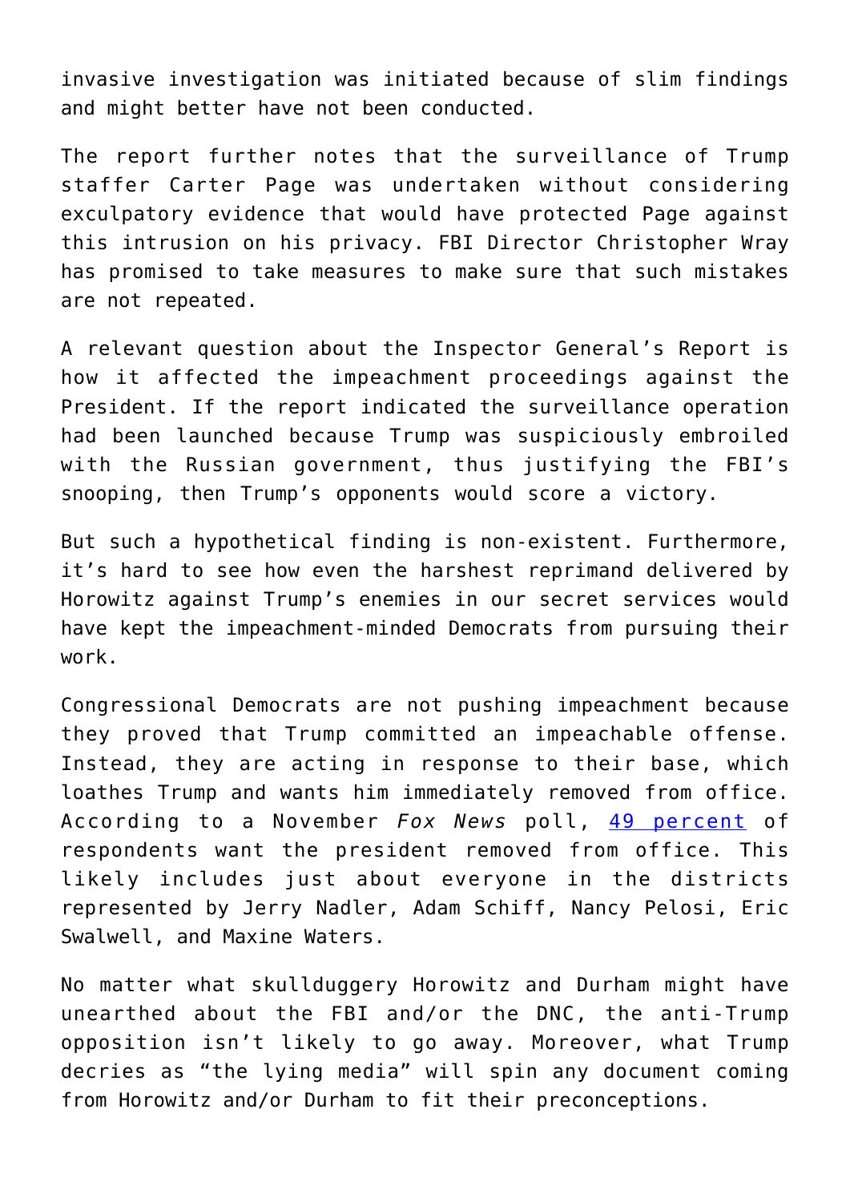invasive investigation was initiated because of slim findings and might better have not been conducted.

The report further notes that the surveillance of Trump staffer Carter Page was undertaken without considering exculpatory evidence that would have protected Page against this intrusion on his privacy. FBI Director Christopher Wray has promised to take measures to make sure that such mistakes are not repeated.

A relevant question about the Inspector General's Report is how it affected the impeachment proceedings against the President. If the report indicated the surveillance operation had been launched because Trump was suspiciously embroiled with the Russian government, thus justifying the FBI's snooping, then Trump's opponents would score a victory.

But such a hypothetical finding is non-existent. Furthermore, it's hard to see how even the harshest reprimand delivered by Horowitz against Trump's enemies in our secret services would have kept the impeachment-minded Democrats from pursuing their work.

Congressional Democrats are not pushing impeachment because they proved that Trump committed an impeachable offense. Instead, they are acting in response to their base, which loathes Trump and wants him immediately removed from office. According to a November *Fox News* poll, 49 percent of respondents want the president removed from office. This likely includes just about everyone in the districts represented by Jerry Nadler, Adam Schiff, Nancy Pelosi, Eric Swalwell, and Maxine Waters.

No matter what skullduggery Horowitz and Durham might have unearthed about the FBI and/or the DNC, the anti-Trump opposition isn't likely to go away. Moreover, what Trump decries as "the lying media" will spin any document coming from Horowitz and/or Durham to fit their preconceptions.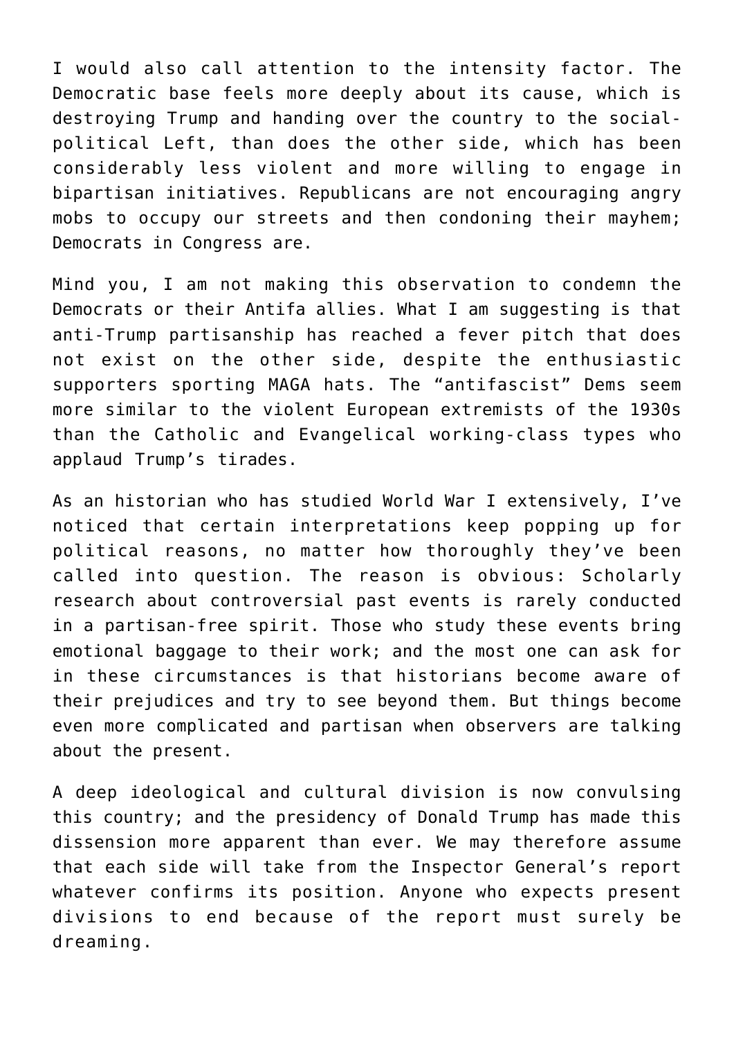I would also call attention to the intensity factor. The Democratic base feels more deeply about its cause, which is destroying Trump and handing over the country to the social-political Left, than does the other side, which has been considerably less violent and more willing to engage in bipartisan initiatives. Republicans are not encouraging angry mobs to occupy our streets and then condoning their mayhem; Democrats in Congress are.

Mind you, I am not making this observation to condemn the Democrats or their Antifa allies. What I am suggesting is that anti-Trump partisanship has reached a fever pitch that does not exist on the other side, despite the enthusiastic supporters sporting MAGA hats. The "antifascist" Dems seem more similar to the violent European extremists of the 1930s than the Catholic and Evangelical working-class types who applaud Trump's tirades.

As an historian who has studied World War I extensively, I've noticed that certain interpretations keep popping up for political reasons, no matter how thoroughly they've been called into question. The reason is obvious: Scholarly research about controversial past events is rarely conducted in a partisan-free spirit. Those who study these events bring emotional baggage to their work; and the most one can ask for in these circumstances is that historians become aware of their prejudices and try to see beyond them. But things become even more complicated and partisan when observers are talking about the present.

A deep ideological and cultural division is now convulsing this country; and the presidency of Donald Trump has made this dissension more apparent than ever. We may therefore assume that each side will take from the Inspector General's report whatever confirms its position. Anyone who expects present divisions to end because of the report must surely be dreaming.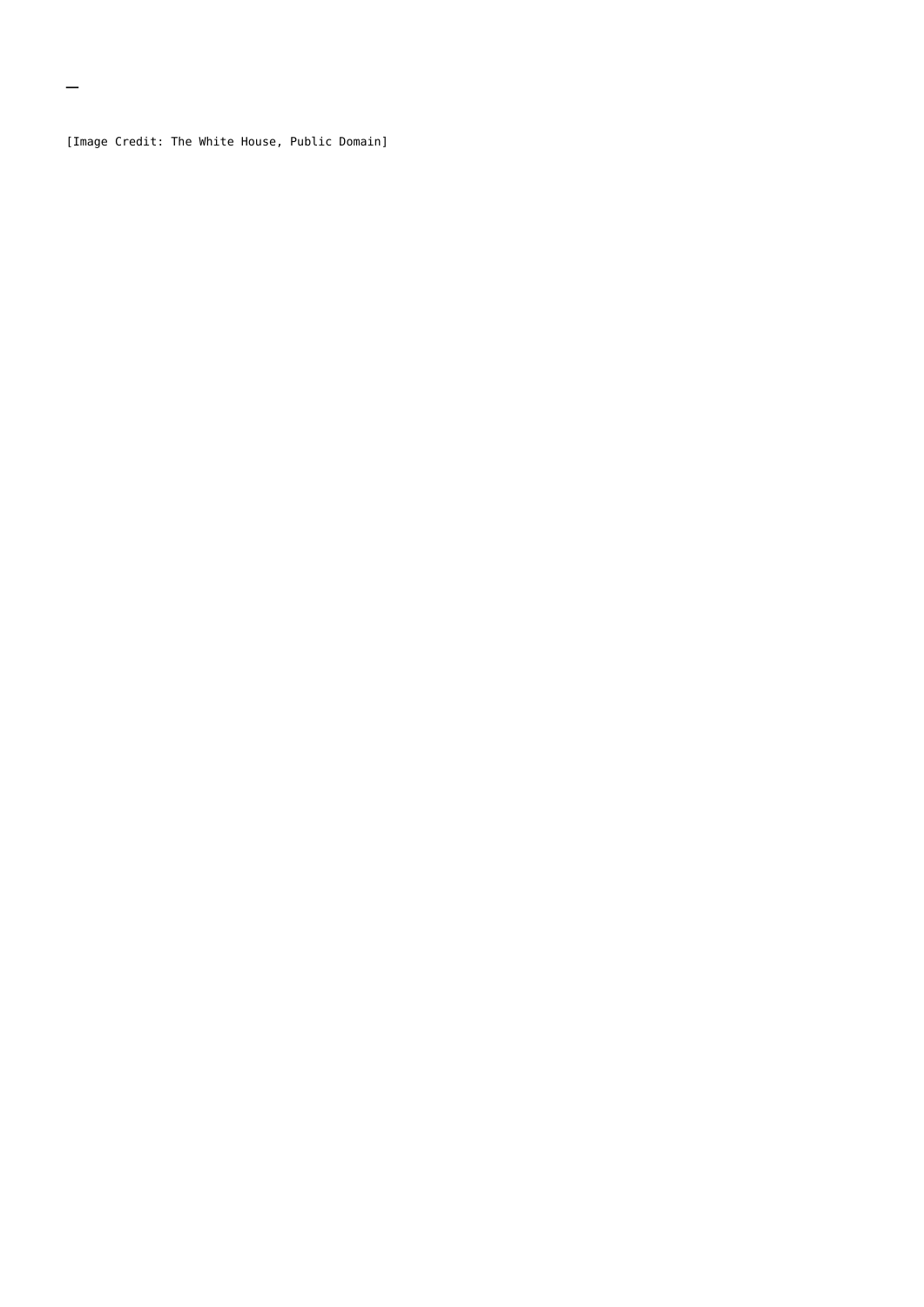—

[Image Credit: The White House, Public Domain]